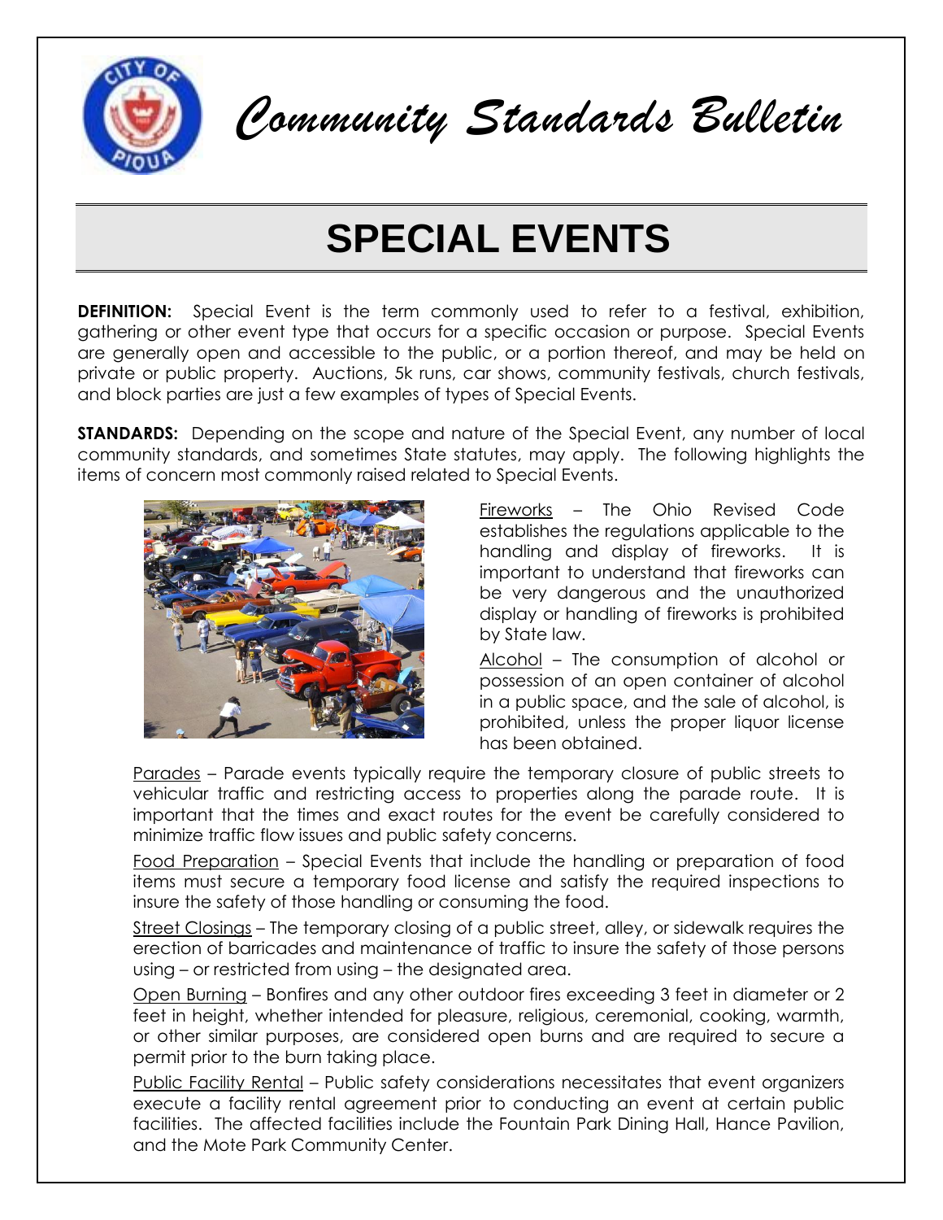# Community Standards Bulletin

## SPECIAL EVENTS

**DEFINITION:** Special Event is the term commonly used to refer to a festival, exhibition, gathering or other event type that occurs for a specific occasion or purpose. Special Events are generally open and accessible to the public, or a portion thereof, and may be held on private or public property. Auctions, 5k runs, car shows, community festivals, church festivals, and block parties are just a few examples of types of Special Events.

**STANDARDS:** Depending on the scope and nature of the Special Event, any number of local community standards, and sometimes State statutes, may apply. The following highlights the items of concern most commonly raised related to Special Events.

Fireworks – The Ohio Revised Code establishes the regulations applicable to the handling and display of fireworks. It is important to understand that fireworks can be very dangerous and the unauthorized display or handling of fireworks is prohibited by State law.

Alcohol – The consumption of alcohol or possession of an open container of alcohol in a public space, and the sale of alcohol, is prohibited, unless the proper liquor license has been obtained.

Parades – Parade events typically require the temporary closure of public streets to vehicular traffic and restricting access to properties along the parade route. It is important that the times and exact routes for the event be carefully considered to minimize traffic flow issues and public safety concerns.

Food Preparation – Special Events that include the handling or preparation of food items must secure a temporary food license and satisfy the required inspections to insure the safety of those handling or consuming the food.

Street Closings – The temporary closing of a public street, alley, or sidewalk requires the erection of barricades and maintenance of traffic to insure the safety of those persons using – or restricted from using – the designated area.

Open Burning – Bonfires and any other outdoor fires exceeding 3 feet in diameter or 2 feet in height, whether intended for pleasure, religious, ceremonial, cooking, warmth, or other similar purposes, are considered open burns and are required to secure a permit prior to the burn taking place.

Public Facility Rental – Public safety considerations necessitates that event organizers execute a facility rental agreement prior to conducting an event at certain public facilities. The affected facilities include the Fountain Park Dining Hall, Hance Pavilion, and the Mote Park Community Center.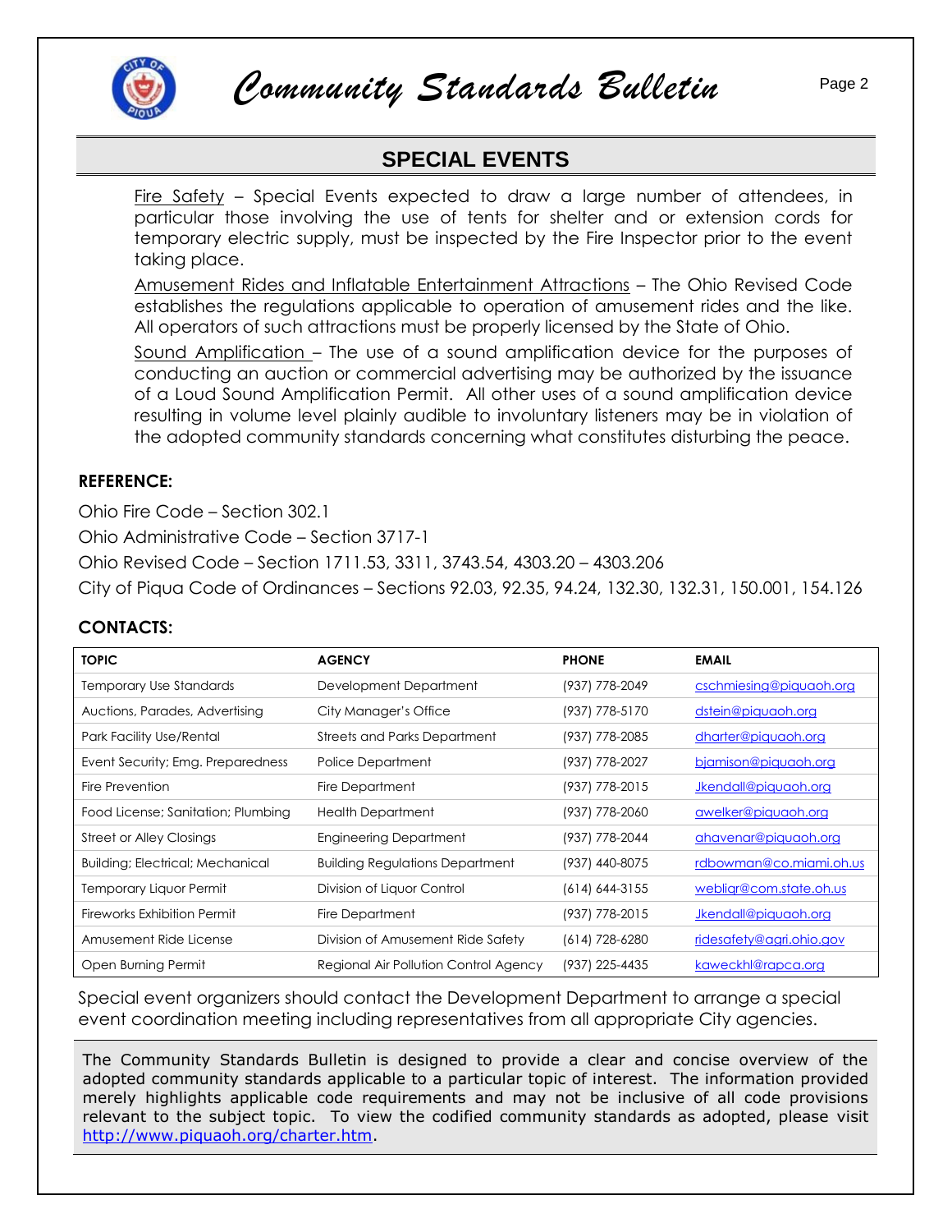## SPECIAL EVENTS

Fire Safety – Special Events expected to draw a large number of attendees, in particular those involving the use of tents for shelter and or extension cords for temporary electric supply, must be inspected by the Fire Inspector prior to the event taking place.

Amusement Rides and Inflatable Entertainment Attractions – The Ohio Revised Code establishes the regulations applicable to operation of amusement rides and the like. All operators of such attractions must be properly licensed by the State of Ohio.

Sound Amplification – The use of a sound amplification device for the purposes of conducting an auction or commercial advertising may be authorized by the issuance of a Loud Sound Amplification Permit. All other uses of a sound amplification device resulting in volume level plainly audible to involuntary listeners may be in violation of the adopted community standards concerning what constitutes disturbing the peace.

**REFERENCE:**

Ohio Fire Code – Section 302.1

Ohio Administrative Code – Section 3717-1

Ohio Revised Code – Section 1711.53, 3311, 3743.54, 4303.20 – 4303.206

City of Piqua Code of Ordinances – Sections 92.03, 92.35, 94.24, 132.30, 132.31, 150.001, 154.126

**CONTACTS:**

| TOPIC | AGENCY | PHONE | EMAIL |
|---|---|---|---|
| Temporary Use Standards | Development Department | (937) 778-2049 | cschmiesing@piquaoh.org |
| Auctions, Parades, Advertising | City Manager's Office | (937) 778-5170 | dstein@piquaoh.org |
| Park Facility Use/Rental | Streets and Parks Department | (937) 778-2085 | dharter@piquaoh.org |
| Event Security; Emg. Preparedness | Police Department | (937) 778-2027 | bjamison@piquaoh.org |
| Fire Prevention | Fire Department | (937) 778-2015 | Jkendall@piquaoh.org |
| Food License; Sanitation; Plumbing | Health Department | (937) 778-2060 | awelker@piquaoh.org |
| Street or Alley Closings | Engineering Department | (937) 778-2044 | ahavenar@piquaoh.org |
| Building; Electrical; Mechanical | Building Regulations Department | (937) 440-8075 | rdbowman@co.miami.oh.us |
| Temporary Liquor Permit | Division of Liquor Control | (614) 644-3155 | webliqr@com.state.oh.us |
| Fireworks Exhibition Permit | Fire Department | (937) 778-2015 | Jkendall@piquaoh.org |
| Amusement Ride License | Division of Amusement Ride Safety | (614) 728-6280 | ridesafety@agri.ohio.gov |
| Open Burning Permit | Regional Air Pollution Control Agency | (937) 225-4435 | kaweckhl@rapca.org |

Special event organizers should contact the Development Department to arrange a special event coordination meeting including representatives from all appropriate City agencies.

The Community Standards Bulletin is designed to provide a clear and concise overview of the adopted community standards applicable to a particular topic of interest. The information provided merely highlights applicable code requirements and may not be inclusive of all code provisions relevant to the subject topic. To view the codified community standards as adopted, please visit http://www.piquaoh.org/charter.htm.